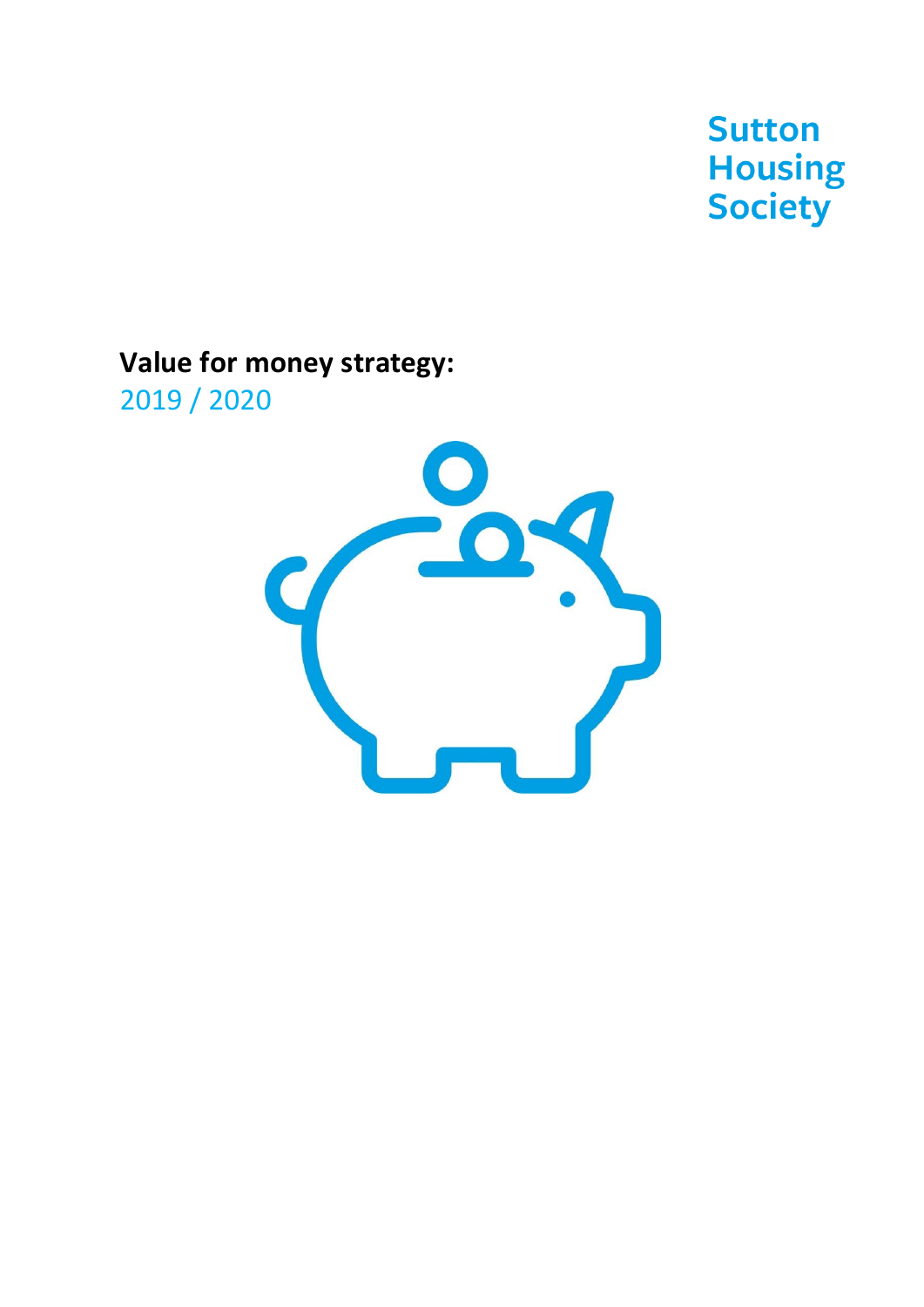Sutton Housing Society

# Value for money strategy:

2019 / 2020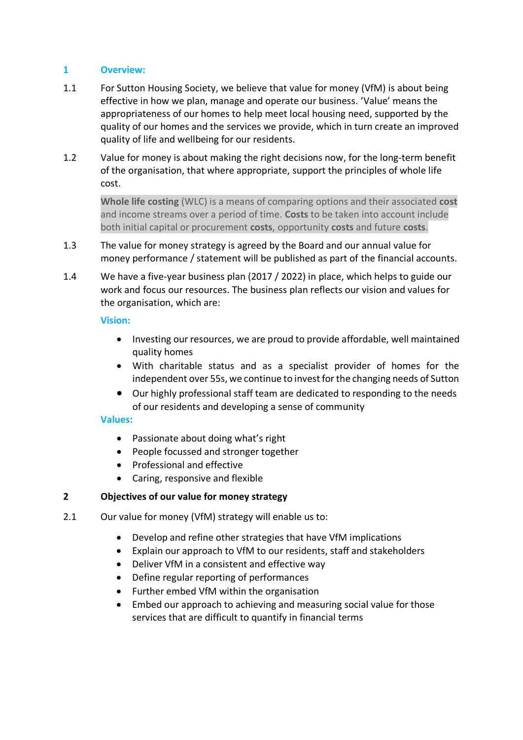## 1 Overview:

1.1 For Sutton Housing Society, we believe that value for money (VfM) is about being effective in how we plan, manage and operate our business. 'Value' means the appropriateness of our homes to help meet local housing need, supported by the quality of our homes and the services we provide, which in turn create an improved quality of life and wellbeing for our residents.

1.2 Value for money is about making the right decisions now, for the long-term benefit of the organisation, that where appropriate, support the principles of whole life cost.

> **Whole life costing** (WLC) is a means of comparing options and their associated **cost** and income streams over a period of time. **Costs** to be taken into account include both initial capital or procurement **costs**, opportunity **costs** and future **costs**.

1.3 The value for money strategy is agreed by the Board and our annual value for money performance / statement will be published as part of the financial accounts.

1.4 We have a five-year business plan (2017 / 2022) in place, which helps to guide our work and focus our resources. The business plan reflects our vision and values for the organisation, which are:

### Vision:

- Investing our resources, we are proud to provide affordable, well maintained quality homes
- With charitable status and as a specialist provider of homes for the independent over 55s, we continue to invest for the changing needs of Sutton
- Our highly professional staff team are dedicated to responding to the needs of our residents and developing a sense of community

### Values:

- Passionate about doing what's right
- People focussed and stronger together
- Professional and effective
- Caring, responsive and flexible

## 2 Objectives of our value for money strategy

2.1 Our value for money (VfM) strategy will enable us to:

- Develop and refine other strategies that have VfM implications
- Explain our approach to VfM to our residents, staff and stakeholders
- Deliver VfM in a consistent and effective way
- Define regular reporting of performances
- Further embed VfM within the organisation
- Embed our approach to achieving and measuring social value for those services that are difficult to quantify in financial terms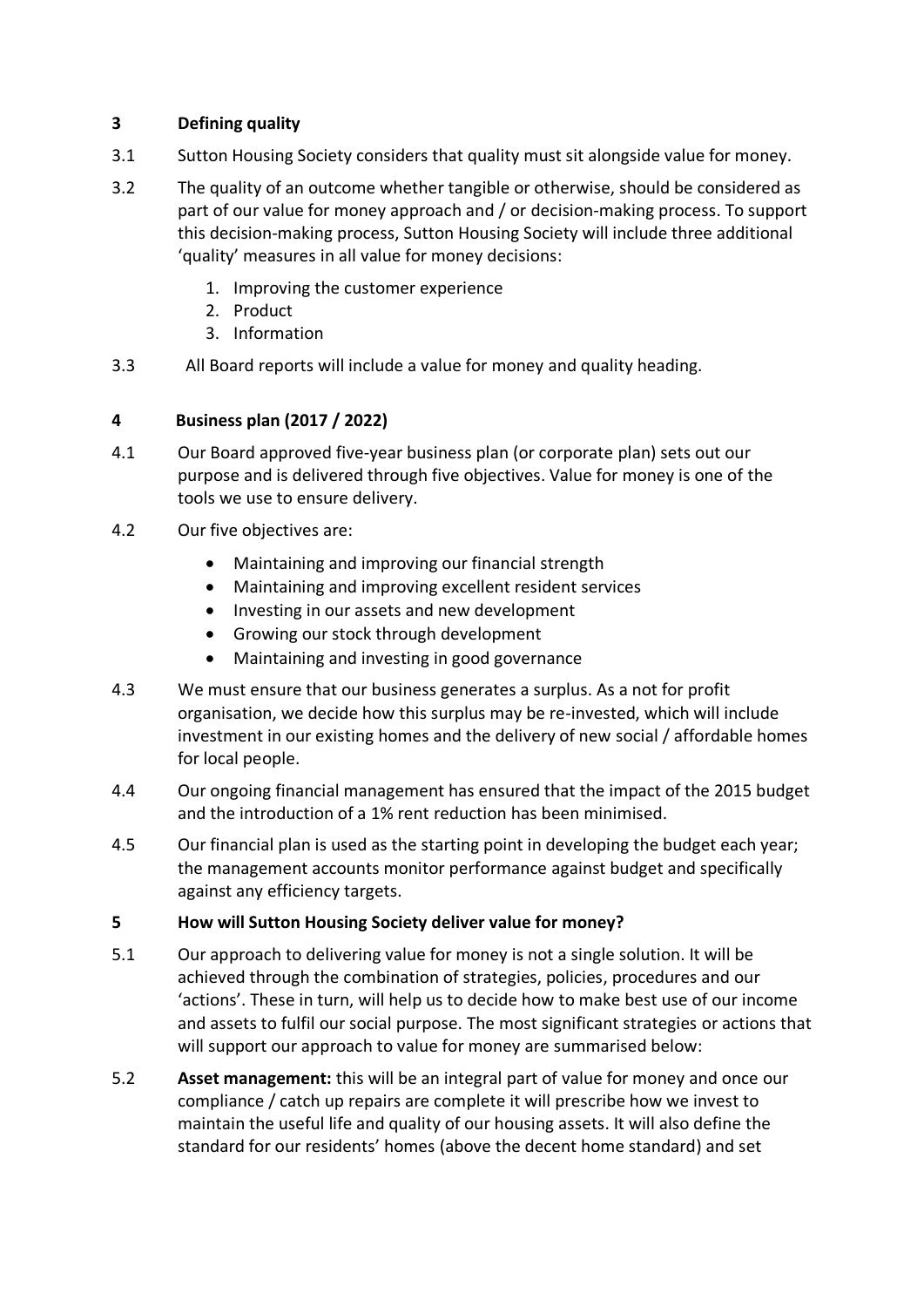## 3 Defining quality

3.1 Sutton Housing Society considers that quality must sit alongside value for money.

3.2 The quality of an outcome whether tangible or otherwise, should be considered as part of our value for money approach and / or decision-making process. To support this decision-making process, Sutton Housing Society will include three additional 'quality' measures in all value for money decisions:

1. Improving the customer experience
2. Product
3. Information

3.3 All Board reports will include a value for money and quality heading.

## 4 Business plan (2017 / 2022)

4.1 Our Board approved five-year business plan (or corporate plan) sets out our purpose and is delivered through five objectives. Value for money is one of the tools we use to ensure delivery.

4.2 Our five objectives are:

- Maintaining and improving our financial strength
- Maintaining and improving excellent resident services
- Investing in our assets and new development
- Growing our stock through development
- Maintaining and investing in good governance

4.3 We must ensure that our business generates a surplus. As a not for profit organisation, we decide how this surplus may be re-invested, which will include investment in our existing homes and the delivery of new social / affordable homes for local people.

4.4 Our ongoing financial management has ensured that the impact of the 2015 budget and the introduction of a 1% rent reduction has been minimised.

4.5 Our financial plan is used as the starting point in developing the budget each year; the management accounts monitor performance against budget and specifically against any efficiency targets.

## 5 How will Sutton Housing Society deliver value for money?

5.1 Our approach to delivering value for money is not a single solution. It will be achieved through the combination of strategies, policies, procedures and our 'actions'. These in turn, will help us to decide how to make best use of our income and assets to fulfil our social purpose. The most significant strategies or actions that will support our approach to value for money are summarised below:

5.2 **Asset management:** this will be an integral part of value for money and once our compliance / catch up repairs are complete it will prescribe how we invest to maintain the useful life and quality of our housing assets. It will also define the standard for our residents' homes (above the decent home standard) and set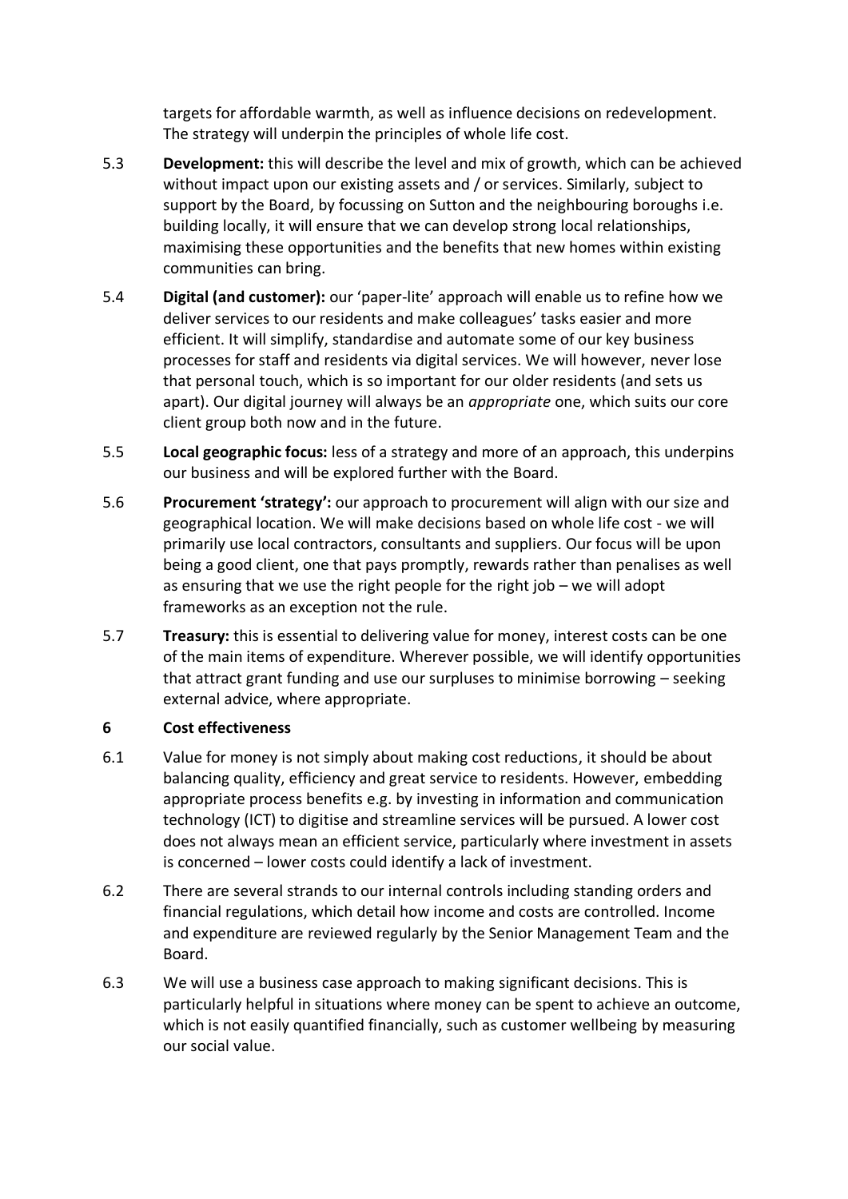targets for affordable warmth, as well as influence decisions on redevelopment. The strategy will underpin the principles of whole life cost.

5.3 **Development:** this will describe the level and mix of growth, which can be achieved without impact upon our existing assets and / or services. Similarly, subject to support by the Board, by focussing on Sutton and the neighbouring boroughs i.e. building locally, it will ensure that we can develop strong local relationships, maximising these opportunities and the benefits that new homes within existing communities can bring.

5.4 **Digital (and customer):** our 'paper-lite' approach will enable us to refine how we deliver services to our residents and make colleagues' tasks easier and more efficient. It will simplify, standardise and automate some of our key business processes for staff and residents via digital services. We will however, never lose that personal touch, which is so important for our older residents (and sets us apart). Our digital journey will always be an *appropriate* one, which suits our core client group both now and in the future.

5.5 **Local geographic focus:** less of a strategy and more of an approach, this underpins our business and will be explored further with the Board.

5.6 **Procurement 'strategy':** our approach to procurement will align with our size and geographical location. We will make decisions based on whole life cost - we will primarily use local contractors, consultants and suppliers. Our focus will be upon being a good client, one that pays promptly, rewards rather than penalises as well as ensuring that we use the right people for the right job – we will adopt frameworks as an exception not the rule.

5.7 **Treasury:** this is essential to delivering value for money, interest costs can be one of the main items of expenditure. Wherever possible, we will identify opportunities that attract grant funding and use our surpluses to minimise borrowing – seeking external advice, where appropriate.

## 6 Cost effectiveness

6.1 Value for money is not simply about making cost reductions, it should be about balancing quality, efficiency and great service to residents. However, embedding appropriate process benefits e.g. by investing in information and communication technology (ICT) to digitise and streamline services will be pursued. A lower cost does not always mean an efficient service, particularly where investment in assets is concerned – lower costs could identify a lack of investment.

6.2 There are several strands to our internal controls including standing orders and financial regulations, which detail how income and costs are controlled. Income and expenditure are reviewed regularly by the Senior Management Team and the Board.

6.3 We will use a business case approach to making significant decisions. This is particularly helpful in situations where money can be spent to achieve an outcome, which is not easily quantified financially, such as customer wellbeing by measuring our social value.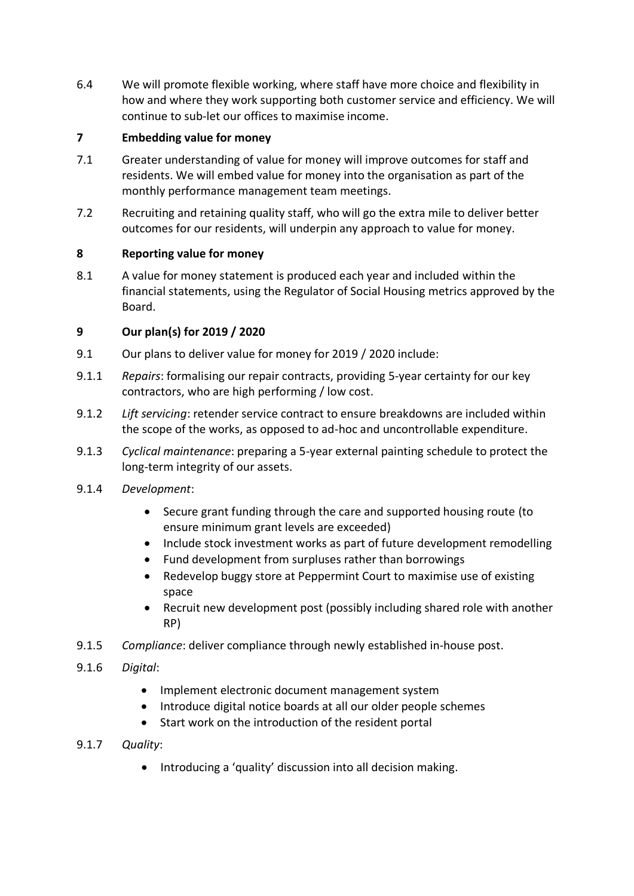6.4 We will promote flexible working, where staff have more choice and flexibility in how and where they work supporting both customer service and efficiency. We will continue to sub-let our offices to maximise income.

## 7 Embedding value for money

7.1 Greater understanding of value for money will improve outcomes for staff and residents. We will embed value for money into the organisation as part of the monthly performance management team meetings.

7.2 Recruiting and retaining quality staff, who will go the extra mile to deliver better outcomes for our residents, will underpin any approach to value for money.

## 8 Reporting value for money

8.1 A value for money statement is produced each year and included within the financial statements, using the Regulator of Social Housing metrics approved by the Board.

## 9 Our plan(s) for 2019 / 2020

9.1 Our plans to deliver value for money for 2019 / 2020 include:

9.1.1 *Repairs*: formalising our repair contracts, providing 5-year certainty for our key contractors, who are high performing / low cost.

9.1.2 *Lift servicing*: retender service contract to ensure breakdowns are included within the scope of the works, as opposed to ad-hoc and uncontrollable expenditure.

9.1.3 *Cyclical maintenance*: preparing a 5-year external painting schedule to protect the long-term integrity of our assets.

9.1.4 *Development*:

- Secure grant funding through the care and supported housing route (to ensure minimum grant levels are exceeded)
- Include stock investment works as part of future development remodelling
- Fund development from surpluses rather than borrowings
- Redevelop buggy store at Peppermint Court to maximise use of existing space
- Recruit new development post (possibly including shared role with another RP)

9.1.5 *Compliance*: deliver compliance through newly established in-house post.

9.1.6 *Digital*:

- Implement electronic document management system
- Introduce digital notice boards at all our older people schemes
- Start work on the introduction of the resident portal

9.1.7 *Quality*:

- Introducing a 'quality' discussion into all decision making.